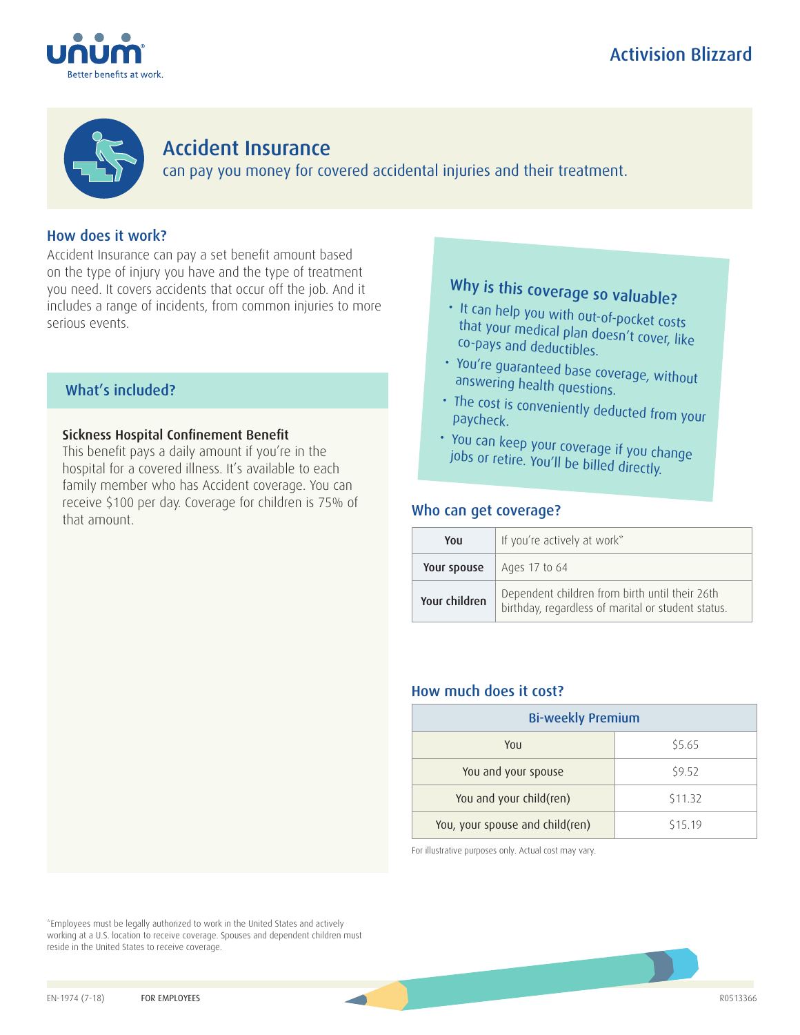Activision Blizzard

# Accident Insurance

can pay you money for covered accidental injuries and their treatment.

## How does it work?

Accident Insurance can pay a set benefit amount based on the type of injury you have and the type of treatment you need. It covers accidents that occur off the job. And it includes a range of incidents, from common injuries to more serious events.

## What's included?

**Sickness Hospital Confinement Benefit**
This benefit pays a daily amount if you're in the hospital for a covered illness. It's available to each family member who has Accident coverage. You can receive $100 per day. Coverage for children is 75% of that amount.

## Why is this coverage so valuable?

- It can help you with out-of-pocket costs that your medical plan doesn't cover, like co-pays and deductibles.
- You're guaranteed base coverage, without answering health questions.
- The cost is conveniently deducted from your paycheck.
- You can keep your coverage if you change jobs or retire. You'll be billed directly.

## Who can get coverage?

| | |
|---|---|
| **You** | If you're actively at work* |
| **Your spouse** | Ages 17 to 64 |
| **Your children** | Dependent children from birth until their 26th birthday, regardless of marital or student status. |

## How much does it cost?

| Bi-weekly Premium | |
|---|---|
| You | $5.65 |
| You and your spouse | $9.52 |
| You and your child(ren) | $11.32 |
| You, your spouse and child(ren) | $15.19 |

For illustrative purposes only. Actual cost may vary.

*Employees must be legally authorized to work in the United States and actively working at a U.S. location to receive coverage. Spouses and dependent children must reside in the United States to receive coverage.

EN-1974 (7-18) FOR EMPLOYEES R0513366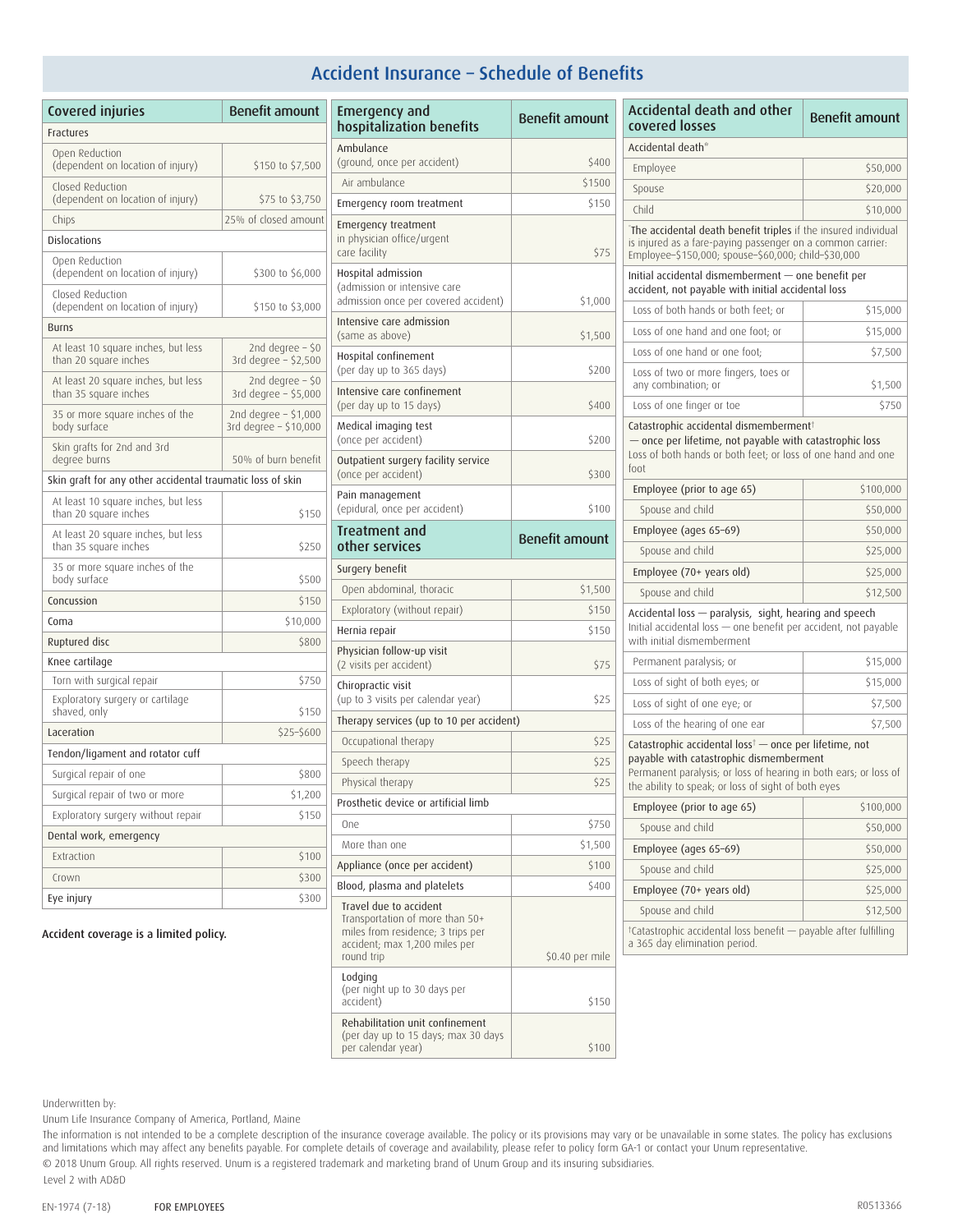# Accident Insurance – Schedule of Benefits

| Covered injuries | Benefit amount |
|---|---|
| **Fractures** | |
| Open Reduction (dependent on location of injury) | $150 to $7,500 |
| Closed Reduction (dependent on location of injury) | $75 to $3,750 |
| Chips | 25% of closed amount |
| **Dislocations** | |
| Open Reduction (dependent on location of injury) | $300 to $6,000 |
| Closed Reduction (dependent on location of injury) | $150 to $3,000 |
| **Burns** | |
| At least 10 square inches, but less than 20 square inches | 2nd degree – $0<br>3rd degree – $2,500 |
| At least 20 square inches, but less than 35 square inches | 2nd degree – $0<br>3rd degree – $5,000 |
| 35 or more square inches of the body surface | 2nd degree – $1,000<br>3rd degree – $10,000 |
| Skin grafts for 2nd and 3rd degree burns | 50% of burn benefit |
| **Skin graft for any other accidental traumatic loss of skin** | |
| At least 10 square inches, but less than 20 square inches | $150 |
| At least 20 square inches, but less than 35 square inches | $250 |
| 35 or more square inches of the body surface | $500 |
| Concussion | $150 |
| Coma | $10,000 |
| Ruptured disc | $800 |
| **Knee cartilage** | |
| Torn with surgical repair | $750 |
| Exploratory surgery or cartilage shaved, only | $150 |
| Laceration | $25–$600 |
| **Tendon/ligament and rotator cuff** | |
| Surgical repair of one | $800 |
| Surgical repair of two or more | $1,200 |
| Exploratory surgery without repair | $150 |
| **Dental work, emergency** | |
| Extraction | $100 |
| Crown | $300 |
| Eye injury | $300 |

**Accident coverage is a limited policy.**

| Emergency and hospitalization benefits | Benefit amount |
|---|---|
| Ambulance (ground, once per accident) | $400 |
| Air ambulance | $1500 |
| Emergency room treatment | $150 |
| Emergency treatment in physician office/urgent care facility | $75 |
| Hospital admission (admission or intensive care admission once per covered accident) | $1,000 |
| Intensive care admission (same as above) | $1,500 |
| Hospital confinement (per day up to 365 days) | $200 |
| Intensive care confinement (per day up to 15 days) | $400 |
| Medical imaging test (once per accident) | $200 |
| Outpatient surgery facility service (once per accident) | $300 |
| Pain management (epidural, once per accident) | $100 |

| Treatment and other services | Benefit amount |
|---|---|
| **Surgery benefit** | |
| Open abdominal, thoracic | $1,500 |
| Exploratory (without repair) | $150 |
| Hernia repair | $150 |
| Physician follow-up visit (2 visits per accident) | $75 |
| Chiropractic visit (up to 3 visits per calendar year) | $25 |
| **Therapy services (up to 10 per accident)** | |
| Occupational therapy | $25 |
| Speech therapy | $25 |
| Physical therapy | $25 |
| **Prosthetic device or artificial limb** | |
| One | $750 |
| More than one | $1,500 |
| Appliance (once per accident) | $100 |
| Blood, plasma and platelets | $400 |
| Travel due to accident<br>Transportation of more than 50+ miles from residence; 3 trips per accident; max 1,200 miles per round trip | $0.40 per mile |
| Lodging (per night up to 30 days per accident) | $150 |
| Rehabilitation unit confinement (per day up to 15 days; max 30 days per calendar year) | $100 |

| Accidental death and other covered losses | Benefit amount |
|---|---|
| **Accidental death*** | |
| Employee | $50,000 |
| Spouse | $20,000 |
| Child | $10,000 |
| *The accidental death benefit triples if the insured individual is injured as a fare-paying passenger on a common carrier: Employee–$150,000; spouse–$60,000; child–$30,000 | |
| **Initial accidental dismemberment — one benefit per accident, not payable with initial accidental loss** | |
| Loss of both hands or both feet; or | $15,000 |
| Loss of one hand and one foot; or | $15,000 |
| Loss of one hand or one foot; | $7,500 |
| Loss of two or more fingers, toes or any combination; or | $1,500 |
| Loss of one finger or toe | $750 |
| **Catastrophic accidental dismemberment† — once per lifetime, not payable with catastrophic loss**<br>Loss of both hands or both feet; or loss of one hand and one foot | |
| Employee (prior to age 65) | $100,000 |
| Spouse and child | $50,000 |
| Employee (ages 65–69) | $50,000 |
| Spouse and child | $25,000 |
| Employee (70+ years old) | $25,000 |
| Spouse and child | $12,500 |
| **Accidental loss — paralysis, sight, hearing and speech**<br>Initial accidental loss — one benefit per accident, not payable with initial dismemberment | |
| Permanent paralysis; or | $15,000 |
| Loss of sight of both eyes; or | $15,000 |
| Loss of sight of one eye; or | $7,500 |
| Loss of the hearing of one ear | $7,500 |
| **Catastrophic accidental loss† — once per lifetime, not payable with catastrophic dismemberment**<br>Permanent paralysis; or loss of hearing in both ears; or loss of the ability to speak; or loss of sight of both eyes | |
| Employee (prior to age 65) | $100,000 |
| Spouse and child | $50,000 |
| Employee (ages 65–69) | $50,000 |
| Spouse and child | $25,000 |
| Employee (70+ years old) | $25,000 |
| Spouse and child | $12,500 |
| †Catastrophic accidental loss benefit — payable after fulfilling a 365 day elimination period. | |

Underwritten by:

Unum Life Insurance Company of America, Portland, Maine

The information is not intended to be a complete description of the insurance coverage available. The policy or its provisions may vary or be unavailable in some states. The policy has exclusions and limitations which may affect any benefits payable. For complete details of coverage and availability, please refer to policy form GA-1 or contact your Unum representative.

© 2018 Unum Group. All rights reserved. Unum is a registered trademark and marketing brand of Unum Group and its insuring subsidiaries.

Level 2 with AD&D

EN-1974 (7-18) FOR EMPLOYEES R0513366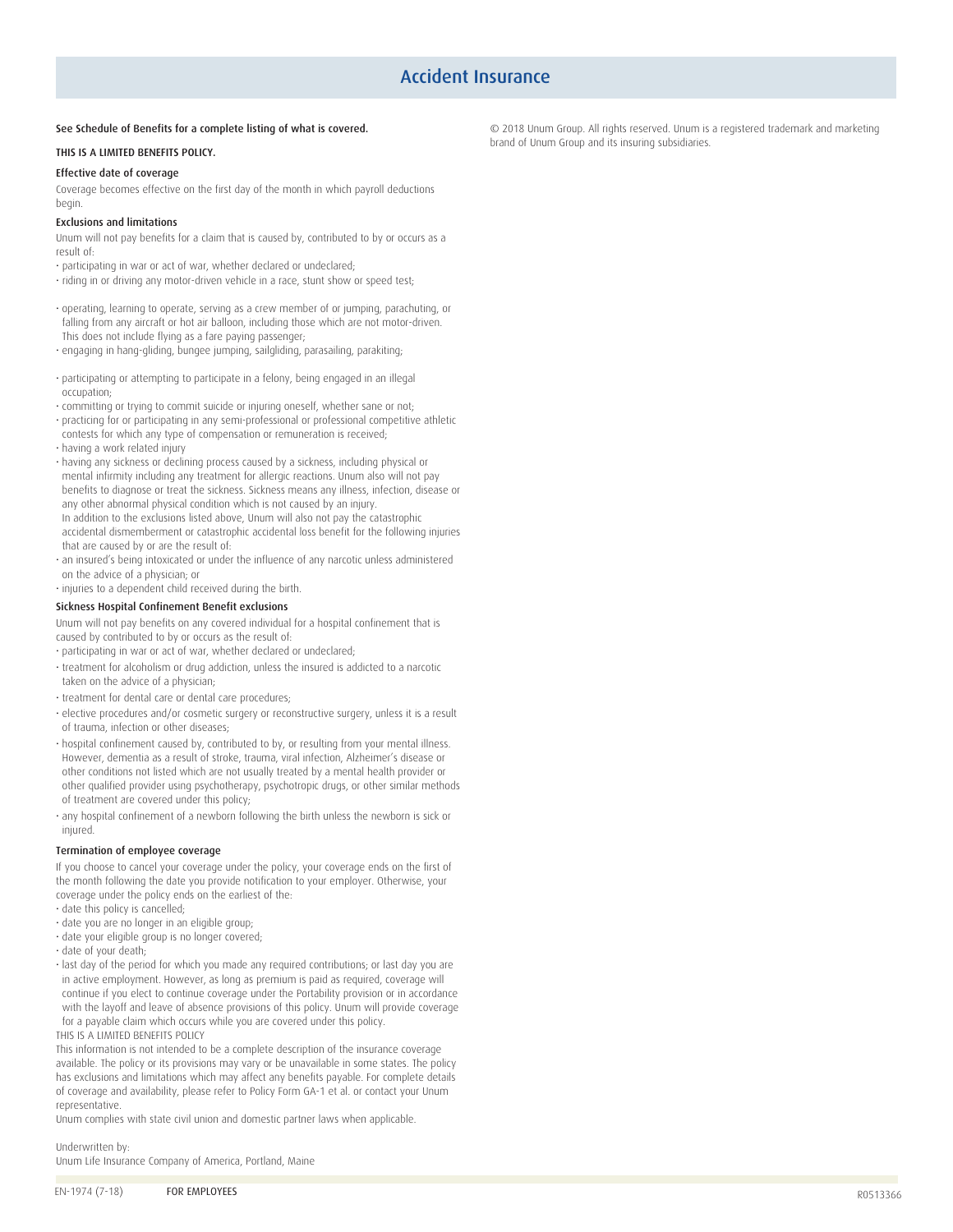# Accident Insurance

**See Schedule of Benefits for a complete listing of what is covered.**

**THIS IS A LIMITED BENEFITS POLICY.**

### Effective date of coverage

Coverage becomes effective on the first day of the month in which payroll deductions begin.

### Exclusions and limitations

Unum will not pay benefits for a claim that is caused by, contributed to by or occurs as a result of:

- participating in war or act of war, whether declared or undeclared;
- riding in or driving any motor-driven vehicle in a race, stunt show or speed test;
- operating, learning to operate, serving as a crew member of or jumping, parachuting, or falling from any aircraft or hot air balloon, including those which are not motor-driven. This does not include flying as a fare paying passenger;
- engaging in hang-gliding, bungee jumping, sailgliding, parasailing, parakiting;
- participating or attempting to participate in a felony, being engaged in an illegal occupation;
- committing or trying to commit suicide or injuring oneself, whether sane or not;
- practicing for or participating in any semi-professional or professional competitive athletic contests for which any type of compensation or remuneration is received;
- having a work related injury
- having any sickness or declining process caused by a sickness, including physical or mental infirmity including any treatment for allergic reactions. Unum also will not pay benefits to diagnose or treat the sickness. Sickness means any illness, infection, disease or any other abnormal physical condition which is not caused by an injury.
  In addition to the exclusions listed above, Unum will also not pay the catastrophic accidental dismemberment or catastrophic accidental loss benefit for the following injuries that are caused by or are the result of:
- an insured's being intoxicated or under the influence of any narcotic unless administered on the advice of a physician; or
- injuries to a dependent child received during the birth.

### Sickness Hospital Confinement Benefit exclusions

Unum will not pay benefits on any covered individual for a hospital confinement that is caused by contributed to by or occurs as the result of:

- participating in war or act of war, whether declared or undeclared;
- treatment for alcoholism or drug addiction, unless the insured is addicted to a narcotic taken on the advice of a physician;
- treatment for dental care or dental care procedures;
- elective procedures and/or cosmetic surgery or reconstructive surgery, unless it is a result of trauma, infection or other diseases;
- hospital confinement caused by, contributed to by, or resulting from your mental illness. However, dementia as a result of stroke, trauma, viral infection, Alzheimer's disease or other conditions not listed which are not usually treated by a mental health provider or other qualified provider using psychotherapy, psychotropic drugs, or other similar methods of treatment are covered under this policy;
- any hospital confinement of a newborn following the birth unless the newborn is sick or injured.

### Termination of employee coverage

If you choose to cancel your coverage under the policy, your coverage ends on the first of the month following the date you provide notification to your employer. Otherwise, your coverage under the policy ends on the earliest of the:

- date this policy is cancelled;
- date you are no longer in an eligible group;
- date your eligible group is no longer covered;
- date of your death;
- last day of the period for which you made any required contributions; or last day you are in active employment. However, as long as premium is paid as required, coverage will continue if you elect to continue coverage under the Portability provision or in accordance with the layoff and leave of absence provisions of this policy. Unum will provide coverage for a payable claim which occurs while you are covered under this policy.

THIS IS A LIMITED BENEFITS POLICY

This information is not intended to be a complete description of the insurance coverage available. The policy or its provisions may vary or be unavailable in some states. The policy has exclusions and limitations which may affect any benefits payable. For complete details of coverage and availability, please refer to Policy Form GA-1 et al. or contact your Unum representative.

Unum complies with state civil union and domestic partner laws when applicable.

Underwritten by:
Unum Life Insurance Company of America, Portland, Maine

© 2018 Unum Group. All rights reserved. Unum is a registered trademark and marketing brand of Unum Group and its insuring subsidiaries.

EN-1974 (7-18) FOR EMPLOYEES R0513366